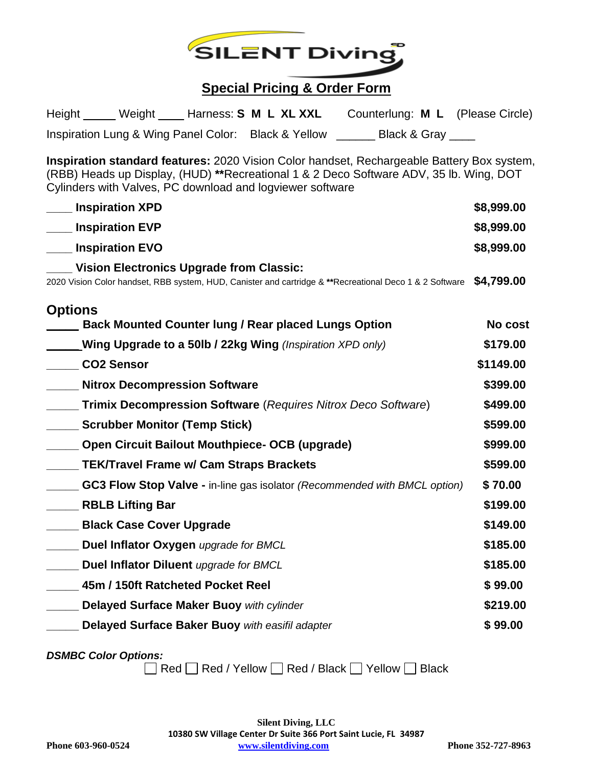# SILENT Diving

## Special Pricing & Order Form

Height _____ Weight ____ Harness: **S M L XL XXL** Counterlung: **M L** (Please Circle)

Inspiration Lung & Wing Panel Color: Black & Yellow ______ Black & Gray ____

**Inspiration standard features:** 2020 Vision Color handset, Rechargeable Battery Box system, (RBB) Heads up Display, (HUD) **Recreational 1 & 2 Deco Software ADV, 35 lb. Wing, DOT Cylinders with Valves, PC download and logviewer software

| | |
|---|---|
| ____ **Inspiration XPD** | **$8,999.00** |
| ____ **Inspiration EVP** | **$8,999.00** |
| ____ **Inspiration EVO** | **$8,999.00** |
| ____ **Vision Electronics Upgrade from Classic:** 2020 Vision Color handset, RBB system, HUD, Canister and cartridge & **Recreational Deco 1 & 2 Software | **$4,799.00** |

## Options

| | |
|---|---|
| _____ **Back Mounted Counter lung / Rear placed Lungs Option** | **No cost** |
| _____ **Wing Upgrade to a 50lb / 22kg Wing** *(Inspiration XPD only)* | **$179.00** |
| _____ **CO2 Sensor** | **$1149.00** |
| _____ **Nitrox Decompression Software** | **$399.00** |
| _____ **Trimix Decompression Software** (*Requires Nitrox Deco Software*) | **$499.00** |
| _____ **Scrubber Monitor (Temp Stick)** | **$599.00** |
| _____ **Open Circuit Bailout Mouthpiece- OCB (upgrade)** | **$999.00** |
| _____ **TEK/Travel Frame w/ Cam Straps Brackets** | **$599.00** |
| _____ **GC3 Flow Stop Valve -** in-line gas isolator *(Recommended with BMCL option)* | **$ 70.00** |
| _____ **RBLB Lifting Bar** | **$199.00** |
| _____ **Black Case Cover Upgrade** | **$149.00** |
| _____ **Duel Inflator Oxygen** *upgrade for BMCL* | **$185.00** |
| _____ **Duel Inflator Diluent** *upgrade for BMCL* | **$185.00** |
| _____ **45m / 150ft Ratcheted Pocket Reel** | **$ 99.00** |
| _____ **Delayed Surface Maker Buoy** *with cylinder* | **$219.00** |
| _____ **Delayed Surface Baker Buoy** *with easifil adapter* | **$ 99.00** |

***DSMBC Color Options:***

☐ Red ☐ Red / Yellow ☐ Red / Black ☐ Yellow ☐ Black

**Silent Diving, LLC**
**10380 SW Village Center Dr Suite 366 Port Saint Lucie, FL 34987**
**Phone 603-960-0524** [www.silentdiving.com](http://www.silentdiving.com) **Phone 352-727-8963**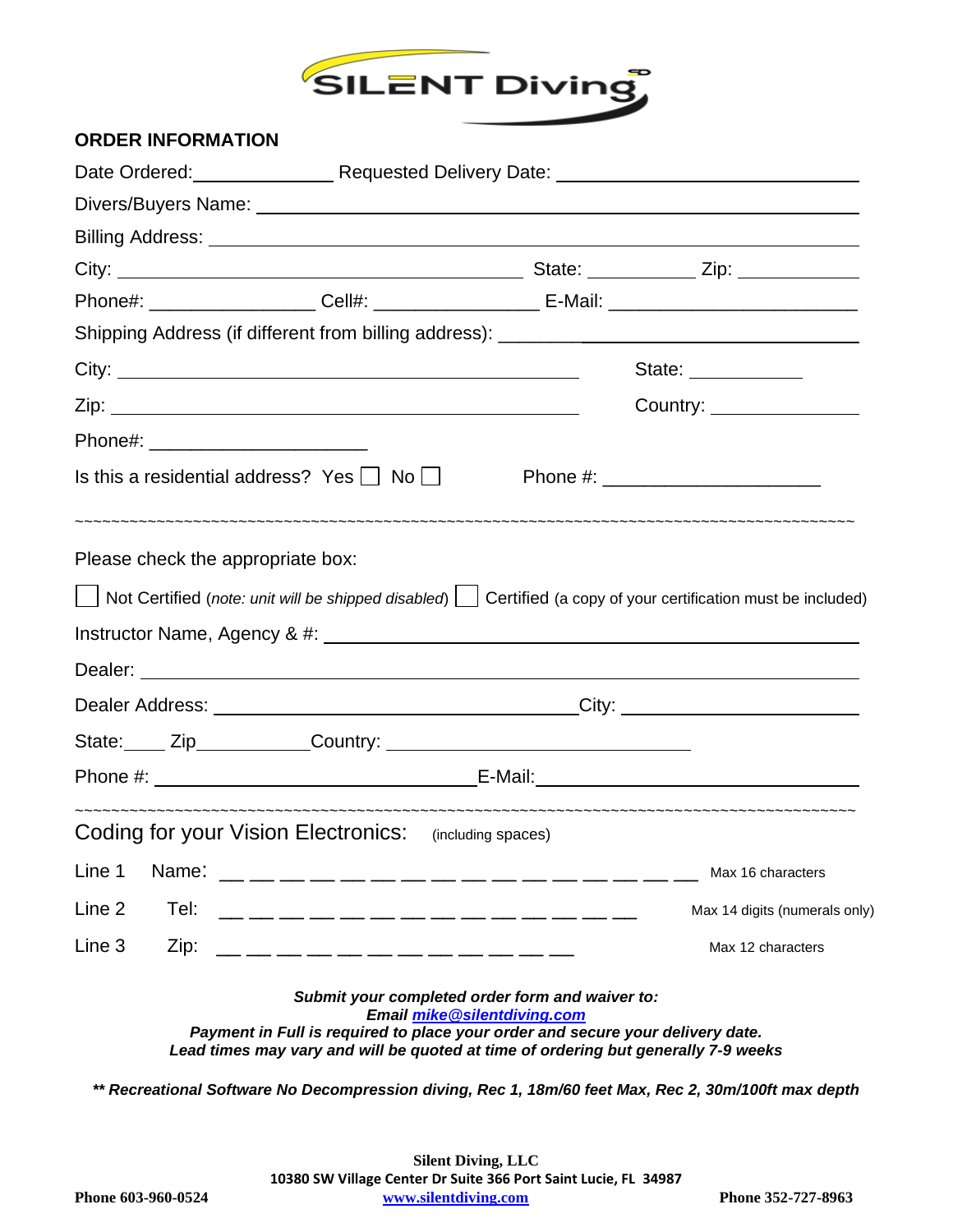SILENT Diving

**ORDER INFORMATION**

Date Ordered:______________ Requested Delivery Date: ______________________________

Divers/Buyers Name: ____________________________________________________________

Billing Address: _______________________________________________________________

City: ____________________________________________ State: ___________ Zip: ____________

Phone#: ________________ Cell#: ________________ E-Mail: ________________________

Shipping Address (if different from billing address): _______________________________

City: ____________________________________________ State: ___________

Zip: _____________________________________________ Country: _______________

Phone#: _____________________

Is this a residential address? Yes ☐ No ☐ Phone #: _____________________

~~~~~~~~~~~~~~~~~~~~~~~~~~~~~~~~~~~~~~~~~~~~~~~~~~~~~~~~~~~~~~~~~~~~~~~~~~~~~~~~~~~~~~~~~~~~

Please check the appropriate box:

☐ Not Certified (*note: unit will be shipped disabled*) ☐ Certified (a copy of your certification must be included)

Instructor Name, Agency & #: __________________________________________________

Dealer: ______________________________________________________________________

Dealer Address: ___________________________________City: _______________________

State:____ Zip___________Country: _____________________________

Phone #: _________________________________E-Mail:______________________________

~~~~~~~~~~~~~~~~~~~~~~~~~~~~~~~~~~~~~~~~~~~~~~~~~~~~~~~~~~~~~~~~~~~~~~~~~~~~~~~~~~~~~~~~~~~~

Coding for your Vision Electronics: (including spaces)

Line 1 Name: __ __ __ __ __ __ __ __ __ __ __ __ __ __ __ __ Max 16 characters

Line 2 Tel: __ __ __ __ __ __ __ __ __ __ __ __ __ __ Max 14 digits (numerals only)

Line 3 Zip: __ __ __ __ __ __ __ __ __ __ __ __ Max 12 characters

***Submit your completed order form and waiver to:***
***Email mike@silentdiving.com***
***Payment in Full is required to place your order and secure your delivery date.***
***Lead times may vary and will be quoted at time of ordering but generally 7-9 weeks***

***** Recreational Software No Decompression diving, Rec 1, 18m/60 feet Max, Rec 2, 30m/100ft max depth***

**Silent Diving, LLC**
**10380 SW Village Center Dr Suite 366 Port Saint Lucie, FL 34987**
**Phone 603-960-0524** **www.silentdiving.com** **Phone 352-727-8963**